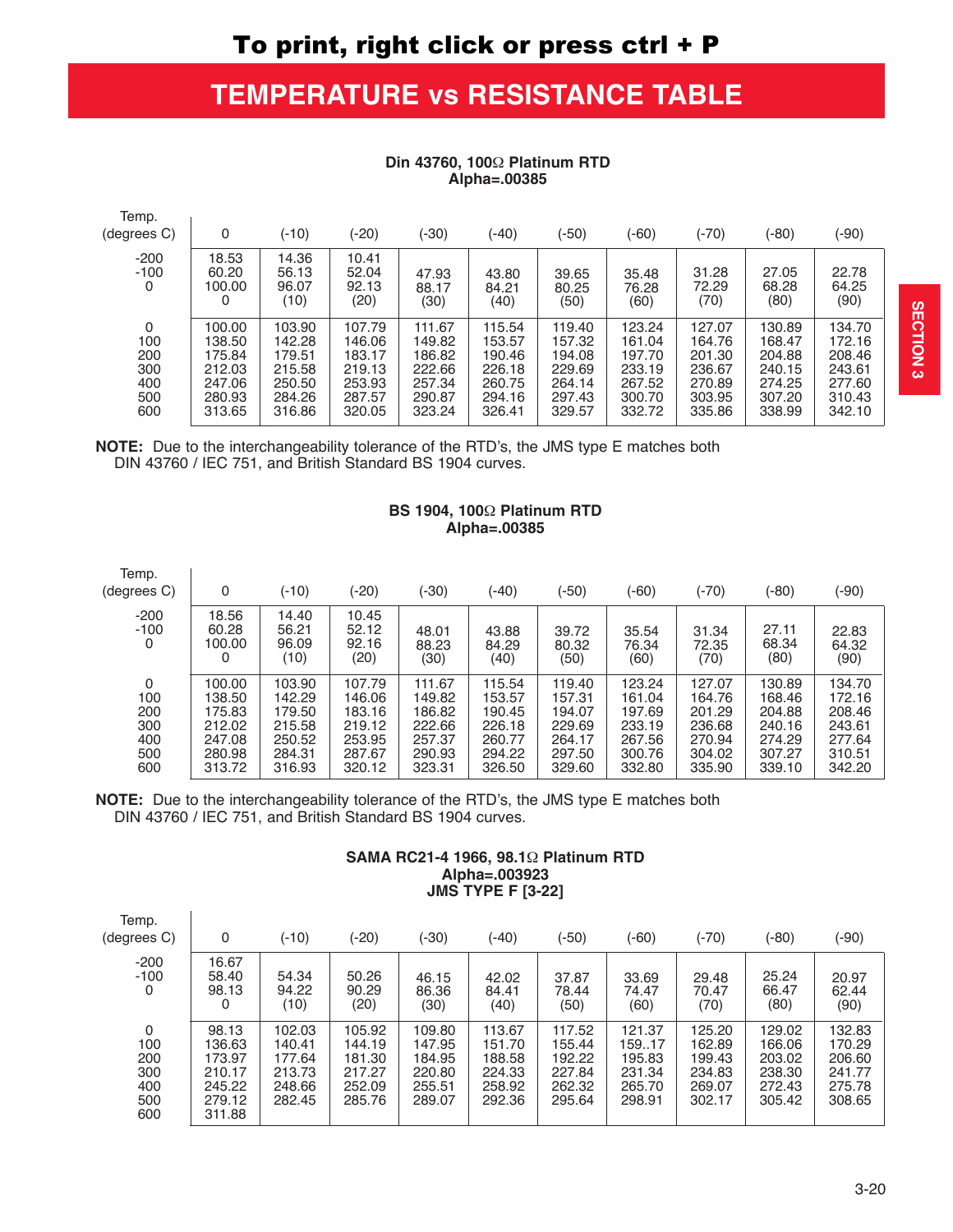# TEMPERATURE vs RESISTANCE TABLE

### Din 43760, 100Ω Platinum RTD
### Alpha=.00385

| Temp. (degrees C) | 0 | (-10) | (-20) | (-30) | (-40) | (-50) | (-60) | (-70) | (-80) | (-90) |
|---|---|---|---|---|---|---|---|---|---|---|
| -200 | 18.53 | 14.36 | 10.41 | | | | | | | |
| -100 | 60.20 | 56.13 | 52.04 | 47.93 | 43.80 | 39.65 | 35.48 | 31.28 | 27.05 | 22.78 |
| 0 | 100.00 | 96.07 | 92.13 | 88.17 | 84.21 | 80.25 | 76.28 | 72.29 | 68.28 | 64.25 |
| | 0 | (10) | (20) | (30) | (40) | (50) | (60) | (70) | (80) | (90) |
| 0 | 100.00 | 103.90 | 107.79 | 111.67 | 115.54 | 119.40 | 123.24 | 127.07 | 130.89 | 134.70 |
| 100 | 138.50 | 142.28 | 146.06 | 149.82 | 153.57 | 157.32 | 161.04 | 164.76 | 168.47 | 172.16 |
| 200 | 175.84 | 179.51 | 183.17 | 186.82 | 190.46 | 194.08 | 197.70 | 201.30 | 204.88 | 208.46 |
| 300 | 212.03 | 215.58 | 219.13 | 222.66 | 226.18 | 229.69 | 233.19 | 236.67 | 240.15 | 243.61 |
| 400 | 247.06 | 250.50 | 253.93 | 257.34 | 260.75 | 264.14 | 267.52 | 270.89 | 274.25 | 277.60 |
| 500 | 280.93 | 284.26 | 287.57 | 290.87 | 294.16 | 297.43 | 300.70 | 303.95 | 307.20 | 310.43 |
| 600 | 313.65 | 316.86 | 320.05 | 323.24 | 326.41 | 329.57 | 332.72 | 335.86 | 338.99 | 342.10 |

**NOTE:** Due to the interchangeability tolerance of the RTD's, the JMS type E matches both DIN 43760 / IEC 751, and British Standard BS 1904 curves.

### BS 1904, 100Ω Platinum RTD
### Alpha=.00385

| Temp. (degrees C) | 0 | (-10) | (-20) | (-30) | (-40) | (-50) | (-60) | (-70) | (-80) | (-90) |
|---|---|---|---|---|---|---|---|---|---|---|
| -200 | 18.56 | 14.40 | 10.45 | | | | | | | |
| -100 | 60.28 | 56.21 | 52.12 | 48.01 | 43.88 | 39.72 | 35.54 | 31.34 | 27.11 | 22.83 |
| 0 | 100.00 | 96.09 | 92.16 | 88.23 | 84.29 | 80.32 | 76.34 | 72.35 | 68.34 | 64.32 |
| | 0 | (10) | (20) | (30) | (40) | (50) | (60) | (70) | (80) | (90) |
| 0 | 100.00 | 103.90 | 107.79 | 111.67 | 115.54 | 119.40 | 123.24 | 127.07 | 130.89 | 134.70 |
| 100 | 138.50 | 142.29 | 146.06 | 149.82 | 153.57 | 157.31 | 161.04 | 164.76 | 168.46 | 172.16 |
| 200 | 175.83 | 179.50 | 183.16 | 186.82 | 190.45 | 194.07 | 197.69 | 201.29 | 204.88 | 208.46 |
| 300 | 212.02 | 215.58 | 219.12 | 222.66 | 226.18 | 229.69 | 233.19 | 236.68 | 240.16 | 243.61 |
| 400 | 247.08 | 250.52 | 253.95 | 257.37 | 260.77 | 264.17 | 267.56 | 270.94 | 274.29 | 277.64 |
| 500 | 280.98 | 284.31 | 287.67 | 290.93 | 294.22 | 297.50 | 300.76 | 304.02 | 307.27 | 310.51 |
| 600 | 313.72 | 316.93 | 320.12 | 323.31 | 326.50 | 329.60 | 332.80 | 335.90 | 339.10 | 342.20 |

**NOTE:** Due to the interchangeability tolerance of the RTD's, the JMS type E matches both DIN 43760 / IEC 751, and British Standard BS 1904 curves.

### SAMA RC21-4 1966, 98.1Ω Platinum RTD
### Alpha=.003923
### JMS TYPE F [3-22]

| Temp. (degrees C) | 0 | (-10) | (-20) | (-30) | (-40) | (-50) | (-60) | (-70) | (-80) | (-90) |
|---|---|---|---|---|---|---|---|---|---|---|
| -200 | 16.67 | | | | | | | | | |
| -100 | 58.40 | 54.34 | 50.26 | 46.15 | 42.02 | 37.87 | 33.69 | 29.48 | 25.24 | 20.97 |
| 0 | 98.13 | 94.22 | 90.29 | 86.36 | 84.41 | 78.44 | 74.47 | 70.47 | 66.47 | 62.44 |
| | 0 | (10) | (20) | (30) | (40) | (50) | (60) | (70) | (80) | (90) |
| 0 | 98.13 | 102.03 | 105.92 | 109.80 | 113.67 | 117.52 | 121.37 | 125.20 | 129.02 | 132.83 |
| 100 | 136.63 | 140.41 | 144.19 | 147.95 | 151.70 | 155.44 | 159..17 | 162.89 | 166.06 | 170.29 |
| 200 | 173.97 | 177.64 | 181.30 | 184.95 | 188.58 | 192.22 | 195.83 | 199.43 | 203.02 | 206.60 |
| 300 | 210.17 | 213.73 | 217.27 | 220.80 | 224.33 | 227.84 | 231.34 | 234.83 | 238.30 | 241.77 |
| 400 | 245.22 | 248.66 | 252.09 | 255.51 | 258.92 | 262.32 | 265.70 | 269.07 | 272.43 | 275.78 |
| 500 | 279.12 | 282.45 | 285.76 | 289.07 | 292.36 | 295.64 | 298.91 | 302.17 | 305.42 | 308.65 |
| 600 | 311.88 | | | | | | | | | |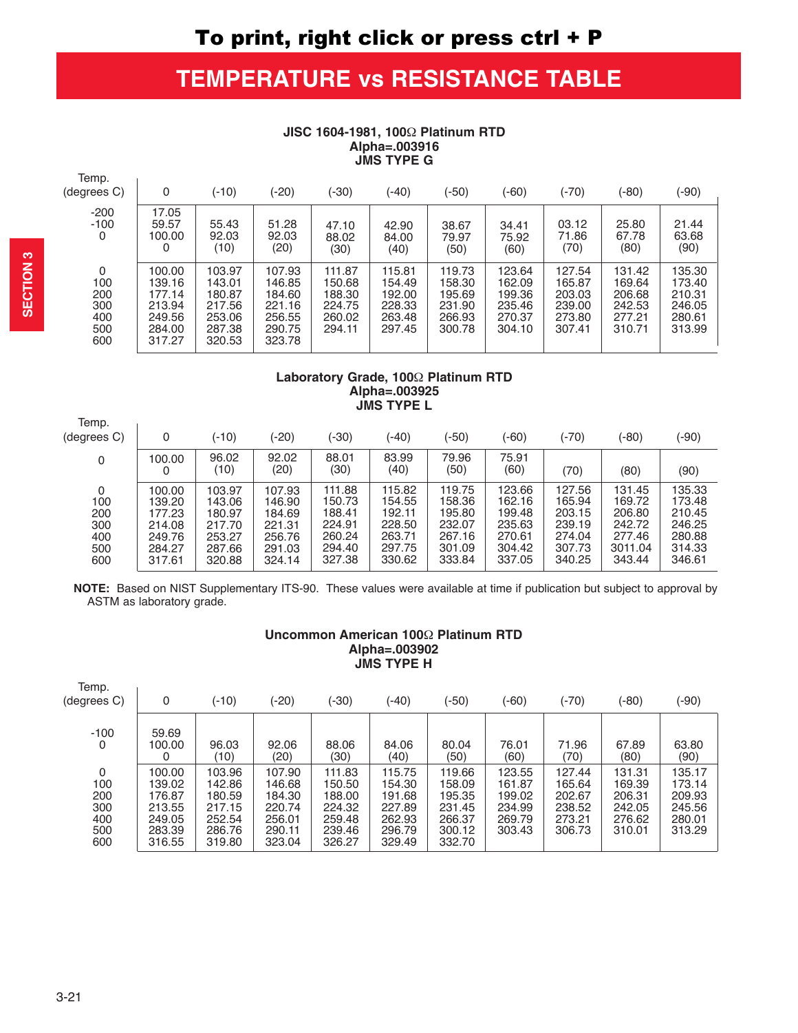To print, right click or press ctrl + P

# TEMPERATURE vs RESISTANCE TABLE

### JISC 1604-1981, 100Ω Platinum RTD
### Alpha=.003916
### JMS TYPE G

| Temp. (degrees C) | 0 | (-10) | (-20) | (-30) | (-40) | (-50) | (-60) | (-70) | (-80) | (-90) |
|---|---|---|---|---|---|---|---|---|---|---|
| -200 | 17.05 | | | | | | | | | |
| -100 | 59.57 | 55.43 | 51.28 | 47.10 | 42.90 | 38.67 | 34.41 | 03.12 | 25.80 | 21.44 |
| 0 | 100.00 | 92.03 | 92.03 | 88.02 | 84.00 | 79.97 | 75.92 | 71.86 | 67.78 | 63.68 |
| | 0 | (10) | (20) | (30) | (40) | (50) | (60) | (70) | (80) | (90) |
| 0 | 100.00 | 103.97 | 107.93 | 111.87 | 115.81 | 119.73 | 123.64 | 127.54 | 131.42 | 135.30 |
| 100 | 139.16 | 143.01 | 146.85 | 150.68 | 154.49 | 158.30 | 162.09 | 165.87 | 169.64 | 173.40 |
| 200 | 177.14 | 180.87 | 184.60 | 188.30 | 192.00 | 195.69 | 199.36 | 203.03 | 206.68 | 210.31 |
| 300 | 213.94 | 217.56 | 221.16 | 224.75 | 228.33 | 231.90 | 235.46 | 239.00 | 242.53 | 246.05 |
| 400 | 249.56 | 253.06 | 256.55 | 260.02 | 263.48 | 266.93 | 270.37 | 273.80 | 277.21 | 280.61 |
| 500 | 284.00 | 287.38 | 290.75 | 294.11 | 297.45 | 300.78 | 304.10 | 307.41 | 310.71 | 313.99 |
| 600 | 317.27 | 320.53 | 323.78 | | | | | | | |

### Laboratory Grade, 100Ω Platinum RTD
### Alpha=.003925
### JMS TYPE L

| Temp. (degrees C) | 0 | (-10) | (-20) | (-30) | (-40) | (-50) | (-60) | (-70) | (-80) | (-90) |
|---|---|---|---|---|---|---|---|---|---|---|
| 0 | 100.00 | 96.02 | 92.02 | 88.01 | 83.99 | 79.96 | 75.91 | | | |
| | 0 | (10) | (20) | (30) | (40) | (50) | (60) | (70) | (80) | (90) |
| 0 | 100.00 | 103.97 | 107.93 | 111.88 | 115.82 | 119.75 | 123.66 | 127.56 | 131.45 | 135.33 |
| 100 | 139.20 | 143.06 | 146.90 | 150.73 | 154.55 | 158.36 | 162.16 | 165.94 | 169.72 | 173.48 |
| 200 | 177.23 | 180.97 | 184.69 | 188.41 | 192.11 | 195.80 | 199.48 | 203.15 | 206.80 | 210.45 |
| 300 | 214.08 | 217.70 | 221.31 | 224.91 | 228.50 | 232.07 | 235.63 | 239.19 | 242.72 | 246.25 |
| 400 | 249.76 | 253.27 | 256.76 | 260.24 | 263.71 | 267.16 | 270.61 | 274.04 | 277.46 | 280.88 |
| 500 | 284.27 | 287.66 | 291.03 | 294.40 | 297.75 | 301.09 | 304.42 | 307.73 | 3011.04 | 314.33 |
| 600 | 317.61 | 320.88 | 324.14 | 327.38 | 330.62 | 333.84 | 337.05 | 340.25 | 343.44 | 346.61 |

**NOTE:** Based on NIST Supplementary ITS-90. These values were available at time if publication but subject to approval by ASTM as laboratory grade.

### Uncommon American 100Ω Platinum RTD
### Alpha=.003902
### JMS TYPE H

| Temp. (degrees C) | 0 | (-10) | (-20) | (-30) | (-40) | (-50) | (-60) | (-70) | (-80) | (-90) |
|---|---|---|---|---|---|---|---|---|---|---|
| -100 | 59.69 | | | | | | | | | |
| 0 | 100.00 | 96.03 | 92.06 | 88.06 | 84.06 | 80.04 | 76.01 | 71.96 | 67.89 | 63.80 |
| | 0 | (10) | (20) | (30) | (40) | (50) | (60) | (70) | (80) | (90) |
| 0 | 100.00 | 103.96 | 107.90 | 111.83 | 115.75 | 119.66 | 123.55 | 127.44 | 131.31 | 135.17 |
| 100 | 139.02 | 142.86 | 146.68 | 150.50 | 154.30 | 158.09 | 161.87 | 165.64 | 169.39 | 173.14 |
| 200 | 176.87 | 180.59 | 184.30 | 188.00 | 191.68 | 195.35 | 199.02 | 202.67 | 206.31 | 209.93 |
| 300 | 213.55 | 217.15 | 220.74 | 224.32 | 227.89 | 231.45 | 234.99 | 238.52 | 242.05 | 245.56 |
| 400 | 249.05 | 252.54 | 256.01 | 259.48 | 262.93 | 266.37 | 269.79 | 273.21 | 276.62 | 280.01 |
| 500 | 283.39 | 286.76 | 290.11 | 239.46 | 296.79 | 300.12 | 303.43 | 306.73 | 310.01 | 313.29 |
| 600 | 316.55 | 319.80 | 323.04 | 326.27 | 329.49 | 332.70 | | | | |